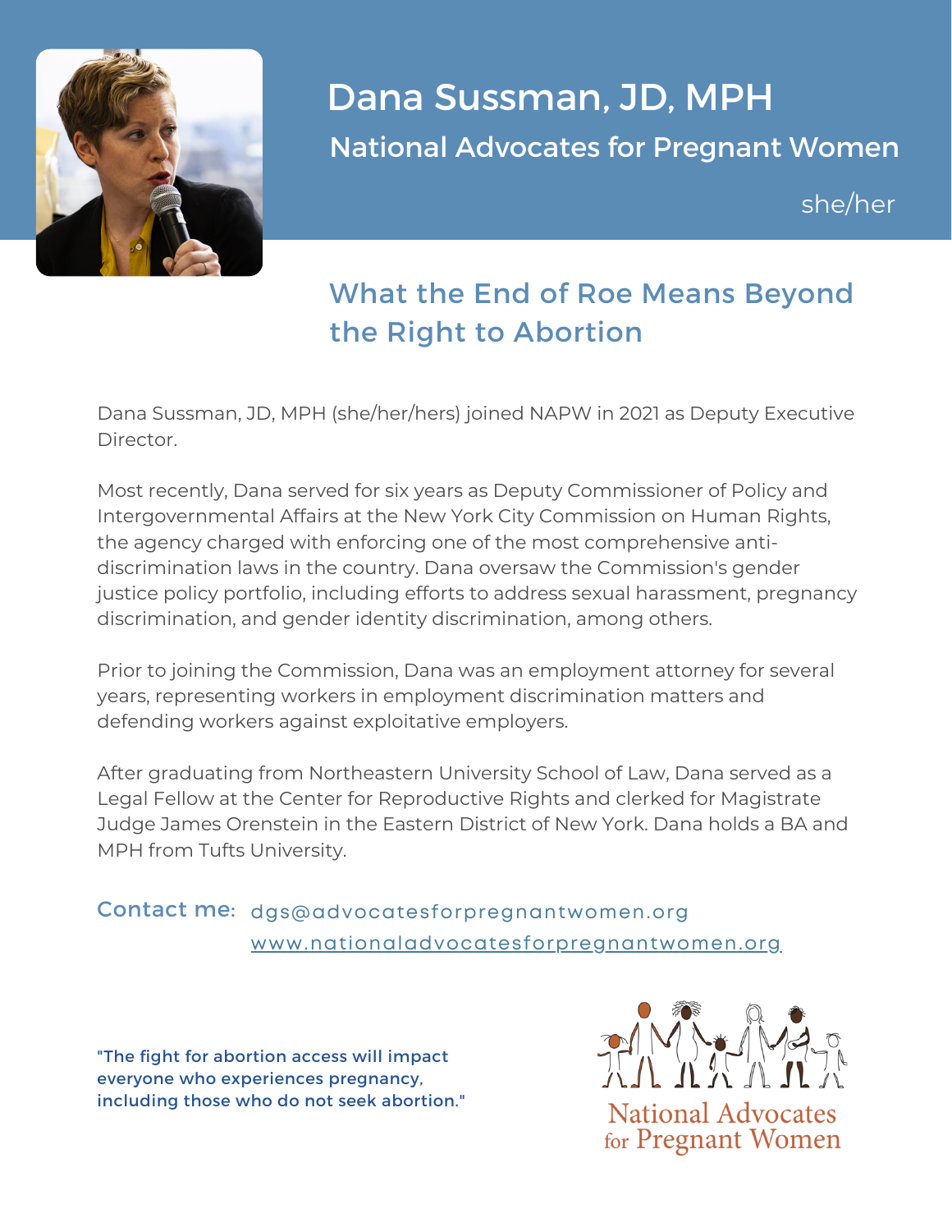# Dana Sussman, JD, MPH

## National Advocates for Pregnant Women

she/her

## What the End of Roe Means Beyond the Right to Abortion

Dana Sussman, JD, MPH (she/her/hers) joined NAPW in 2021 as Deputy Executive Director.

Most recently, Dana served for six years as Deputy Commissioner of Policy and Intergovernmental Affairs at the New York City Commission on Human Rights, the agency charged with enforcing one of the most comprehensive anti-discrimination laws in the country. Dana oversaw the Commission's gender justice policy portfolio, including efforts to address sexual harassment, pregnancy discrimination, and gender identity discrimination, among others.

Prior to joining the Commission, Dana was an employment attorney for several years, representing workers in employment discrimination matters and defending workers against exploitative employers.

After graduating from Northeastern University School of Law, Dana served as a Legal Fellow at the Center for Reproductive Rights and clerked for Magistrate Judge James Orenstein in the Eastern District of New York. Dana holds a BA and MPH from Tufts University.

**Contact me:** dgs@advocatesforpregnantwomen.org
www.nationaladvocatesforpregnantwomen.org

"The fight for abortion access will impact everyone who experiences pregnancy, including those who do not seek abortion."

National Advocates for Pregnant Women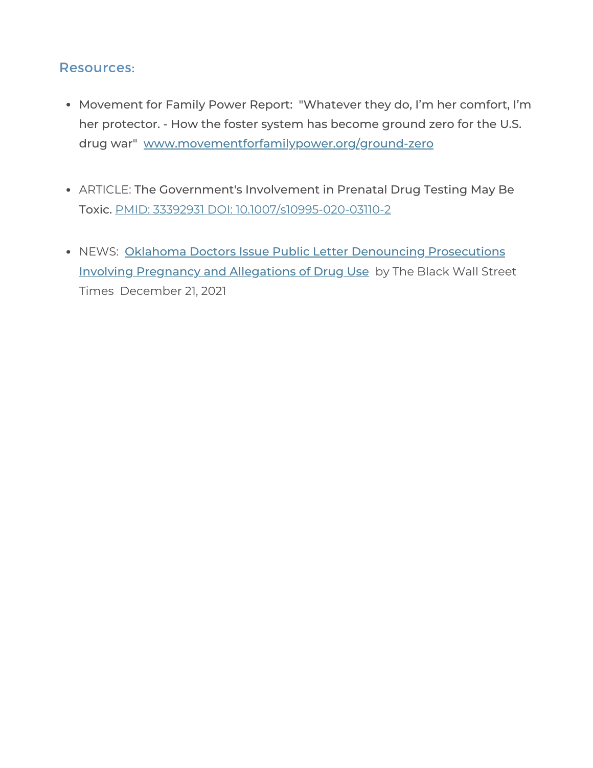## Resources:

- Movement for Family Power Report: "Whatever they do, I'm her comfort, I'm her protector. - How the foster system has become ground zero for the U.S. drug war" www.movementforfamilypower.org/ground-zero

- ARTICLE: The Government's Involvement in Prenatal Drug Testing May Be Toxic. PMID: 33392931 DOI: 10.1007/s10995-020-03110-2

- NEWS: Oklahoma Doctors Issue Public Letter Denouncing Prosecutions Involving Pregnancy and Allegations of Drug Use by The Black Wall Street Times December 21, 2021